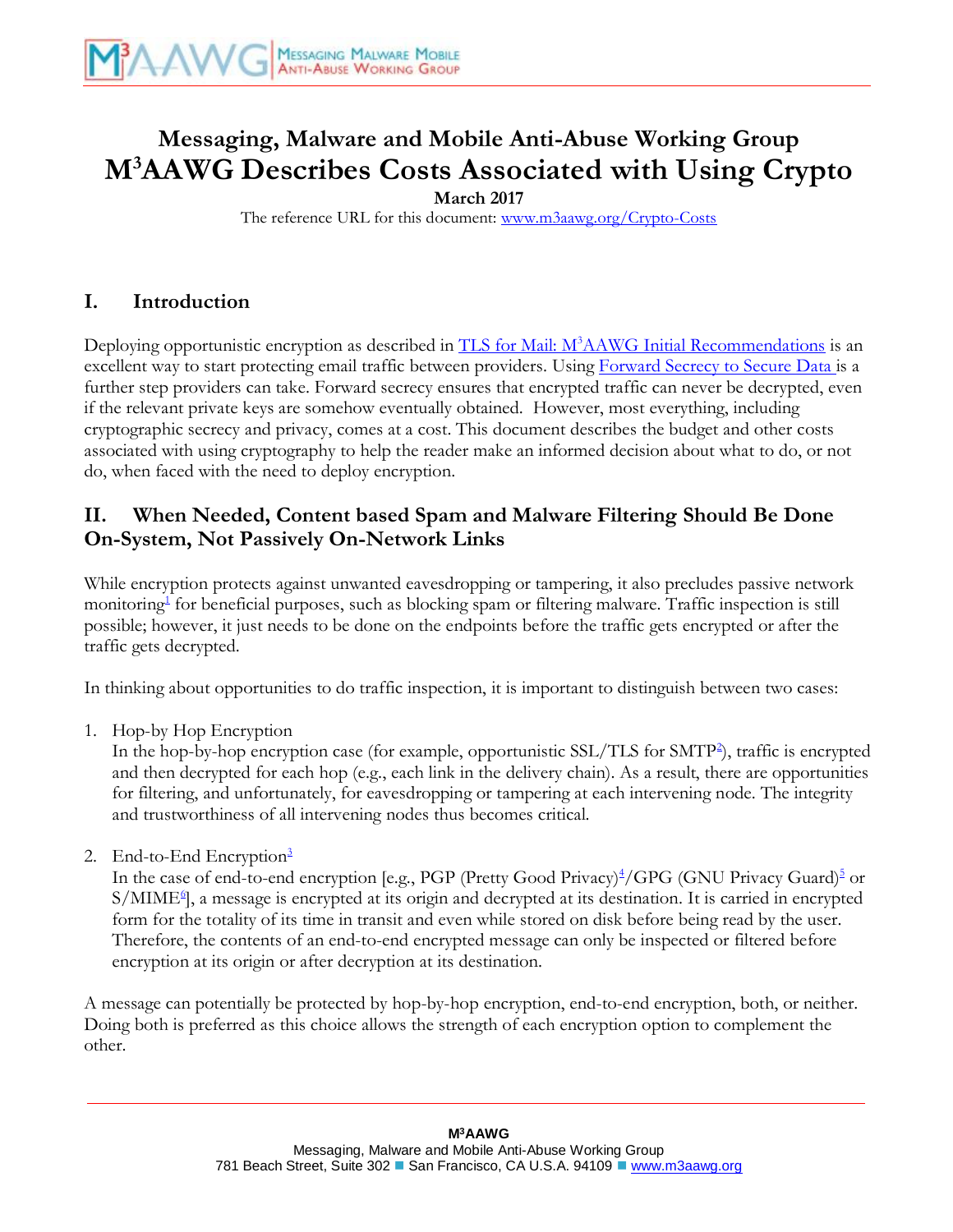# Messaging, Malware and Mobile Anti-Abuse Working Group

# M[3]AAWG Describes Costs Associated with Using Crypto

**March 2017**

The reference URL for this document: www.m3aawg.org/Crypto-Costs

## I. Introduction

Deploying opportunistic encryption as described in TLS for Mail: M[3]AAWG Initial Recommendations is an excellent way to start protecting email traffic between providers. Using Forward Secrecy to Secure Data is a further step providers can take. Forward secrecy ensures that encrypted traffic can never be decrypted, even if the relevant private keys are somehow eventually obtained. However, most everything, including cryptographic secrecy and privacy, comes at a cost. This document describes the budget and other costs associated with using cryptography to help the reader make an informed decision about what to do, or not do, when faced with the need to deploy encryption.

## II. When Needed, Content based Spam and Malware Filtering Should Be Done On-System, Not Passively On-Network Links

While encryption protects against unwanted eavesdropping or tampering, it also precludes passive network monitoring[1] for beneficial purposes, such as blocking spam or filtering malware. Traffic inspection is still possible; however, it just needs to be done on the endpoints before the traffic gets encrypted or after the traffic gets decrypted.

In thinking about opportunities to do traffic inspection, it is important to distinguish between two cases:

1. Hop-by Hop Encryption
   In the hop-by-hop encryption case (for example, opportunistic SSL/TLS for SMTP[2]), traffic is encrypted and then decrypted for each hop (e.g., each link in the delivery chain). As a result, there are opportunities for filtering, and unfortunately, for eavesdropping or tampering at each intervening node. The integrity and trustworthiness of all intervening nodes thus becomes critical.

2. End-to-End Encryption[3]
   In the case of end-to-end encryption [e.g., PGP (Pretty Good Privacy)[4]/GPG (GNU Privacy Guard)[5] or S/MIME[6]], a message is encrypted at its origin and decrypted at its destination. It is carried in encrypted form for the totality of its time in transit and even while stored on disk before being read by the user. Therefore, the contents of an end-to-end encrypted message can only be inspected or filtered before encryption at its origin or after decryption at its destination.

A message can potentially be protected by hop-by-hop encryption, end-to-end encryption, both, or neither. Doing both is preferred as this choice allows the strength of each encryption option to complement the other.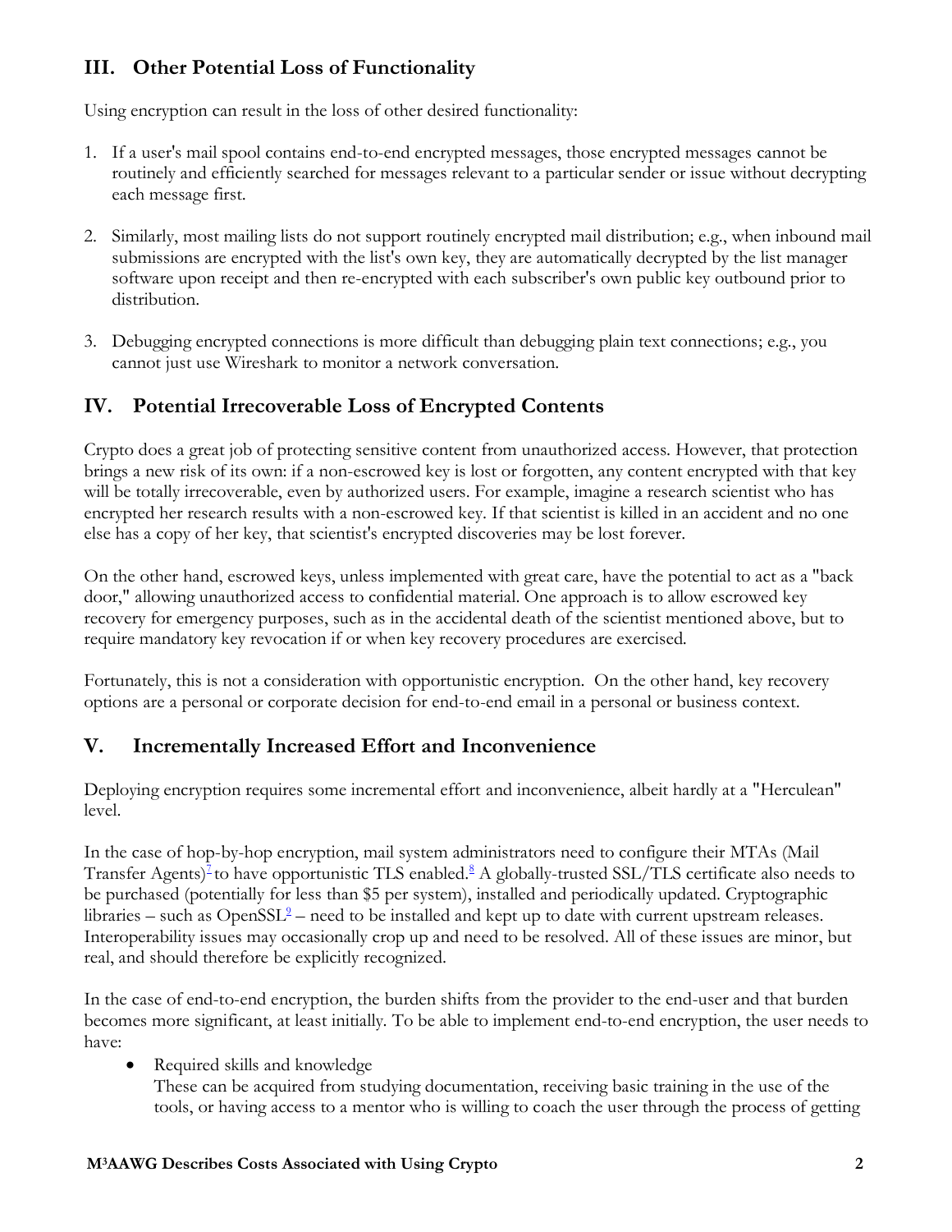## III. Other Potential Loss of Functionality

Using encryption can result in the loss of other desired functionality:

1. If a user's mail spool contains end-to-end encrypted messages, those encrypted messages cannot be routinely and efficiently searched for messages relevant to a particular sender or issue without decrypting each message first.

2. Similarly, most mailing lists do not support routinely encrypted mail distribution; e.g., when inbound mail submissions are encrypted with the list's own key, they are automatically decrypted by the list manager software upon receipt and then re-encrypted with each subscriber's own public key outbound prior to distribution.

3. Debugging encrypted connections is more difficult than debugging plain text connections; e.g., you cannot just use Wireshark to monitor a network conversation.

## IV. Potential Irrecoverable Loss of Encrypted Contents

Crypto does a great job of protecting sensitive content from unauthorized access. However, that protection brings a new risk of its own: if a non-escrowed key is lost or forgotten, any content encrypted with that key will be totally irrecoverable, even by authorized users. For example, imagine a research scientist who has encrypted her research results with a non-escrowed key. If that scientist is killed in an accident and no one else has a copy of her key, that scientist's encrypted discoveries may be lost forever.

On the other hand, escrowed keys, unless implemented with great care, have the potential to act as a "back door," allowing unauthorized access to confidential material. One approach is to allow escrowed key recovery for emergency purposes, such as in the accidental death of the scientist mentioned above, but to require mandatory key revocation if or when key recovery procedures are exercised.

Fortunately, this is not a consideration with opportunistic encryption. On the other hand, key recovery options are a personal or corporate decision for end-to-end email in a personal or business context.

## V. Incrementally Increased Effort and Inconvenience

Deploying encryption requires some incremental effort and inconvenience, albeit hardly at a "Herculean" level.

In the case of hop-by-hop encryption, mail system administrators need to configure their MTAs (Mail Transfer Agents)[7] to have opportunistic TLS enabled.[8] A globally-trusted SSL/TLS certificate also needs to be purchased (potentially for less than $5 per system), installed and periodically updated. Cryptographic libraries – such as OpenSSL[9] – need to be installed and kept up to date with current upstream releases. Interoperability issues may occasionally crop up and need to be resolved. All of these issues are minor, but real, and should therefore be explicitly recognized.

In the case of end-to-end encryption, the burden shifts from the provider to the end-user and that burden becomes more significant, at least initially. To be able to implement end-to-end encryption, the user needs to have:

- Required skills and knowledge
  These can be acquired from studying documentation, receiving basic training in the use of the tools, or having access to a mentor who is willing to coach the user through the process of getting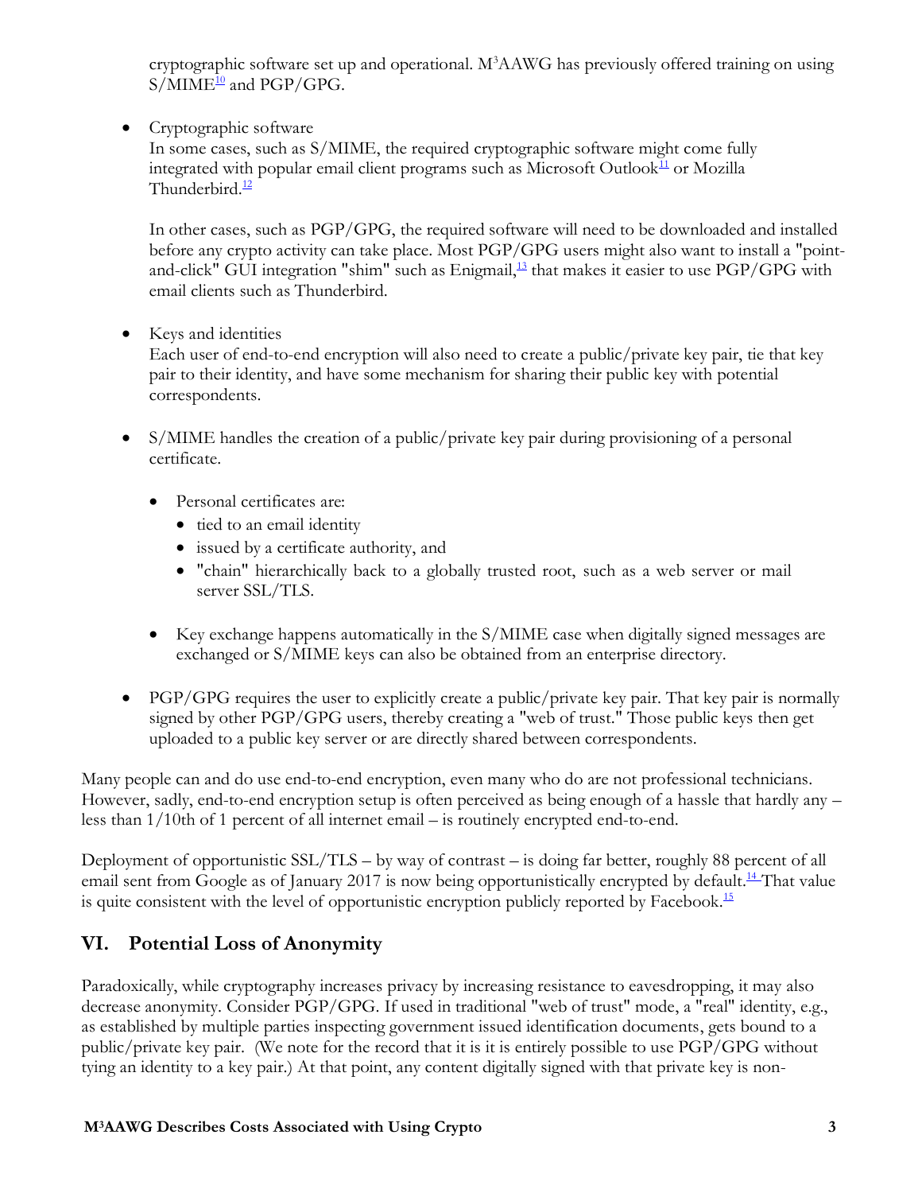cryptographic software set up and operational. M³AAWG has previously offered training on using S/MIME[10] and PGP/GPG.

- Cryptographic software
  In some cases, such as S/MIME, the required cryptographic software might come fully integrated with popular email client programs such as Microsoft Outlook[11] or Mozilla Thunderbird.[12]

  In other cases, such as PGP/GPG, the required software will need to be downloaded and installed before any crypto activity can take place. Most PGP/GPG users might also want to install a "point-and-click" GUI integration "shim" such as Enigmail,[13] that makes it easier to use PGP/GPG with email clients such as Thunderbird.

- Keys and identities
  Each user of end-to-end encryption will also need to create a public/private key pair, tie that key pair to their identity, and have some mechanism for sharing their public key with potential correspondents.

- S/MIME handles the creation of a public/private key pair during provisioning of a personal certificate.

  - Personal certificates are:
    - tied to an email identity
    - issued by a certificate authority, and
    - "chain" hierarchically back to a globally trusted root, such as a web server or mail server SSL/TLS.

  - Key exchange happens automatically in the S/MIME case when digitally signed messages are exchanged or S/MIME keys can also be obtained from an enterprise directory.

- PGP/GPG requires the user to explicitly create a public/private key pair. That key pair is normally signed by other PGP/GPG users, thereby creating a "web of trust." Those public keys then get uploaded to a public key server or are directly shared between correspondents.

Many people can and do use end-to-end encryption, even many who do are not professional technicians. However, sadly, end-to-end encryption setup is often perceived as being enough of a hassle that hardly any – less than 1/10th of 1 percent of all internet email – is routinely encrypted end-to-end.

Deployment of opportunistic SSL/TLS – by way of contrast – is doing far better, roughly 88 percent of all email sent from Google as of January 2017 is now being opportunistically encrypted by default.[14] That value is quite consistent with the level of opportunistic encryption publicly reported by Facebook.[15]

## VI. Potential Loss of Anonymity

Paradoxically, while cryptography increases privacy by increasing resistance to eavesdropping, it may also decrease anonymity. Consider PGP/GPG. If used in traditional "web of trust" mode, a "real" identity, e.g., as established by multiple parties inspecting government issued identification documents, gets bound to a public/private key pair. (We note for the record that it is it is entirely possible to use PGP/GPG without tying an identity to a key pair.) At that point, any content digitally signed with that private key is non-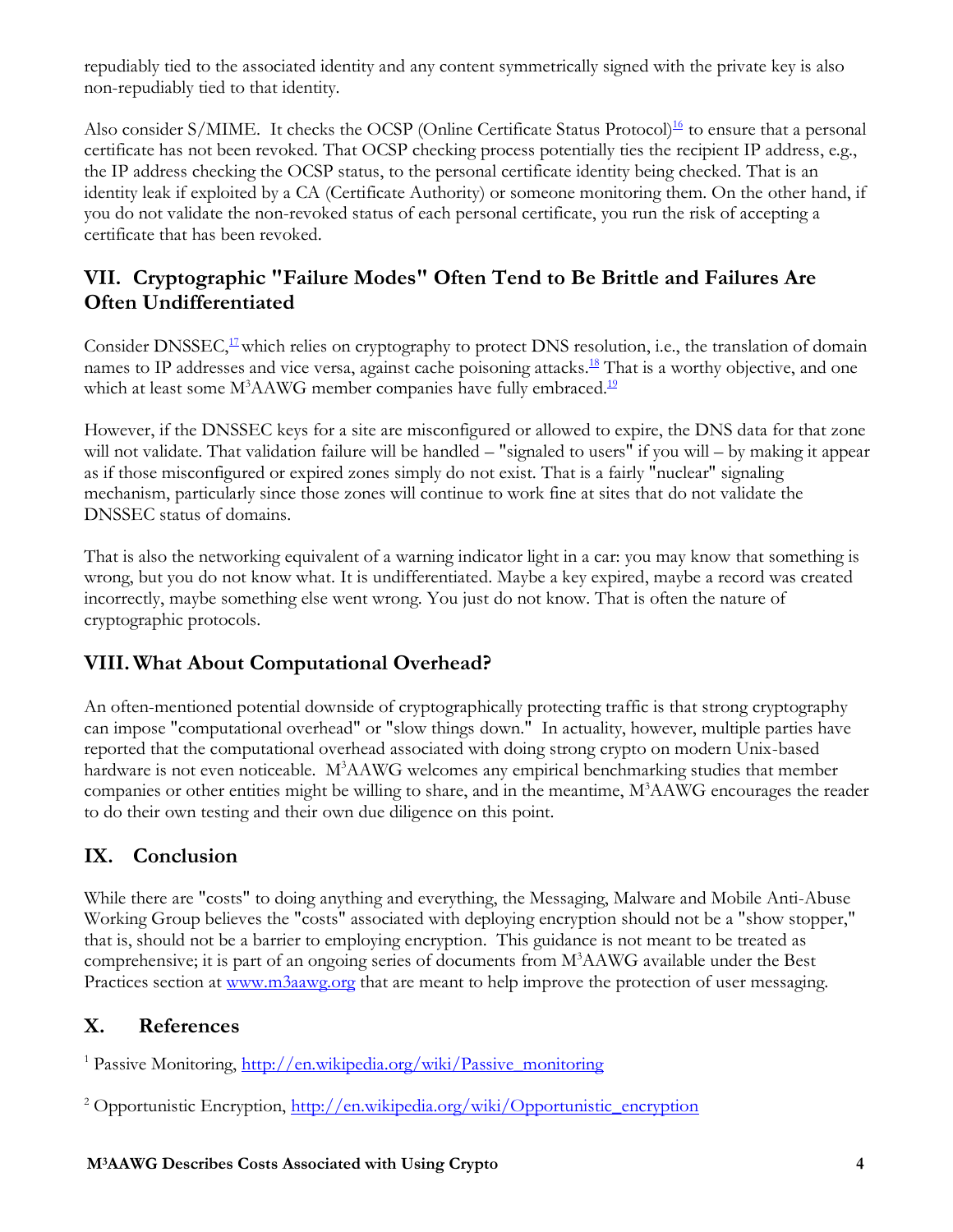repudiably tied to the associated identity and any content symmetrically signed with the private key is also non-repudiably tied to that identity.

Also consider S/MIME. It checks the OCSP (Online Certificate Status Protocol)[16] to ensure that a personal certificate has not been revoked. That OCSP checking process potentially ties the recipient IP address, e.g., the IP address checking the OCSP status, to the personal certificate identity being checked. That is an identity leak if exploited by a CA (Certificate Authority) or someone monitoring them. On the other hand, if you do not validate the non-revoked status of each personal certificate, you run the risk of accepting a certificate that has been revoked.

## VII. Cryptographic "Failure Modes" Often Tend to Be Brittle and Failures Are Often Undifferentiated

Consider DNSSEC,[17] which relies on cryptography to protect DNS resolution, i.e., the translation of domain names to IP addresses and vice versa, against cache poisoning attacks.[18] That is a worthy objective, and one which at least some M³AAWG member companies have fully embraced.[19]

However, if the DNSSEC keys for a site are misconfigured or allowed to expire, the DNS data for that zone will not validate. That validation failure will be handled – "signaled to users" if you will – by making it appear as if those misconfigured or expired zones simply do not exist. That is a fairly "nuclear" signaling mechanism, particularly since those zones will continue to work fine at sites that do not validate the DNSSEC status of domains.

That is also the networking equivalent of a warning indicator light in a car: you may know that something is wrong, but you do not know what. It is undifferentiated. Maybe a key expired, maybe a record was created incorrectly, maybe something else went wrong. You just do not know. That is often the nature of cryptographic protocols.

## VIII. What About Computational Overhead?

An often-mentioned potential downside of cryptographically protecting traffic is that strong cryptography can impose "computational overhead" or "slow things down." In actuality, however, multiple parties have reported that the computational overhead associated with doing strong crypto on modern Unix-based hardware is not even noticeable. M³AAWG welcomes any empirical benchmarking studies that member companies or other entities might be willing to share, and in the meantime, M³AAWG encourages the reader to do their own testing and their own due diligence on this point.

## IX. Conclusion

While there are "costs" to doing anything and everything, the Messaging, Malware and Mobile Anti-Abuse Working Group believes the "costs" associated with deploying encryption should not be a "show stopper," that is, should not be a barrier to employing encryption. This guidance is not meant to be treated as comprehensive; it is part of an ongoing series of documents from M³AAWG available under the Best Practices section at [www.m3aawg.org](http://www.m3aawg.org) that are meant to help improve the protection of user messaging.

## X. References

[1] Passive Monitoring, http://en.wikipedia.org/wiki/Passive_monitoring

[2] Opportunistic Encryption, http://en.wikipedia.org/wiki/Opportunistic_encryption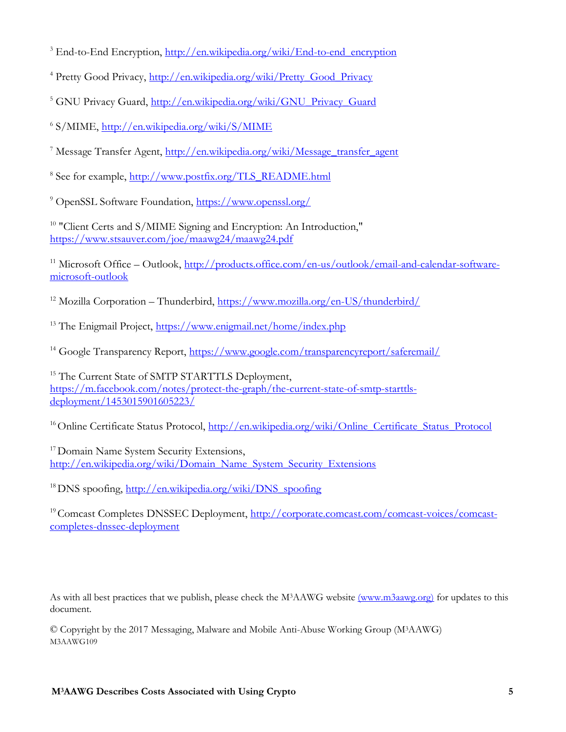[3] End-to-End Encryption, http://en.wikipedia.org/wiki/End-to-end_encryption

[4] Pretty Good Privacy, http://en.wikipedia.org/wiki/Pretty_Good_Privacy

[5] GNU Privacy Guard, http://en.wikipedia.org/wiki/GNU_Privacy_Guard

[6] S/MIME, http://en.wikipedia.org/wiki/S/MIME

[7] Message Transfer Agent, http://en.wikipedia.org/wiki/Message_transfer_agent

[8] See for example, http://www.postfix.org/TLS_README.html

[9] OpenSSL Software Foundation, https://www.openssl.org/

[10] "Client Certs and S/MIME Signing and Encryption: An Introduction," https://www.stsauver.com/joe/maawg24/maawg24.pdf

[11] Microsoft Office – Outlook, http://products.office.com/en-us/outlook/email-and-calendar-software-microsoft-outlook

[12] Mozilla Corporation – Thunderbird, https://www.mozilla.org/en-US/thunderbird/

[13] The Enigmail Project, https://www.enigmail.net/home/index.php

[14] Google Transparency Report, https://www.google.com/transparencyreport/saferemail/

[15] The Current State of SMTP STARTTLS Deployment, https://m.facebook.com/notes/protect-the-graph/the-current-state-of-smtp-starttls-deployment/1453015901605223/

[16] Online Certificate Status Protocol, http://en.wikipedia.org/wiki/Online_Certificate_Status_Protocol

[17] Domain Name System Security Extensions, http://en.wikipedia.org/wiki/Domain_Name_System_Security_Extensions

[18] DNS spoofing, http://en.wikipedia.org/wiki/DNS_spoofing

[19] Comcast Completes DNSSEC Deployment, http://corporate.comcast.com/comcast-voices/comcast-completes-dnssec-deployment

As with all best practices that we publish, please check the M³AAWG website (www.m3aawg.org) for updates to this document.

© Copyright by the 2017 Messaging, Malware and Mobile Anti-Abuse Working Group (M³AAWG)
M3AAWG109